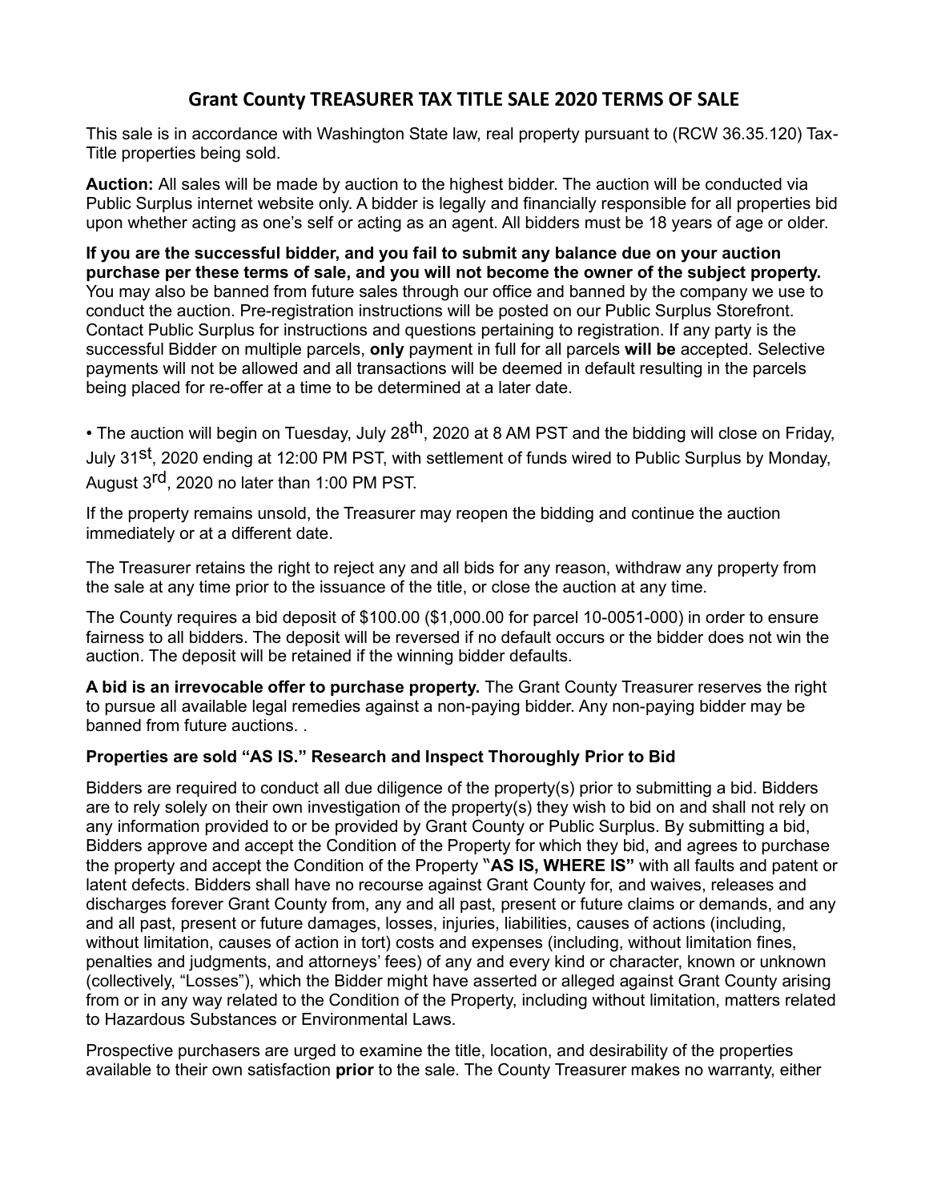# Grant County TREASURER TAX TITLE SALE 2020 TERMS OF SALE

This sale is in accordance with Washington State law, real property pursuant to (RCW 36.35.120) Tax-Title properties being sold.

**Auction:** All sales will be made by auction to the highest bidder. The auction will be conducted via Public Surplus internet website only. A bidder is legally and financially responsible for all properties bid upon whether acting as one's self or acting as an agent. All bidders must be 18 years of age or older.

**If you are the successful bidder, and you fail to submit any balance due on your auction purchase per these terms of sale, and you will not become the owner of the subject property.** You may also be banned from future sales through our office and banned by the company we use to conduct the auction. Pre-registration instructions will be posted on our Public Surplus Storefront. Contact Public Surplus for instructions and questions pertaining to registration. If any party is the successful Bidder on multiple parcels, **only** payment in full for all parcels **will be** accepted. Selective payments will not be allowed and all transactions will be deemed in default resulting in the parcels being placed for re-offer at a time to be determined at a later date.

- The auction will begin on Tuesday, July 28th, 2020 at 8 AM PST and the bidding will close on Friday, July 31st, 2020 ending at 12:00 PM PST, with settlement of funds wired to Public Surplus by Monday, August 3rd, 2020 no later than 1:00 PM PST.

If the property remains unsold, the Treasurer may reopen the bidding and continue the auction immediately or at a different date.

The Treasurer retains the right to reject any and all bids for any reason, withdraw any property from the sale at any time prior to the issuance of the title, or close the auction at any time.

The County requires a bid deposit of $100.00 ($1,000.00 for parcel 10-0051-000) in order to ensure fairness to all bidders. The deposit will be reversed if no default occurs or the bidder does not win the auction. The deposit will be retained if the winning bidder defaults.

**A bid is an irrevocable offer to purchase property.** The Grant County Treasurer reserves the right to pursue all available legal remedies against a non-paying bidder. Any non-paying bidder may be banned from future auctions. .

**Properties are sold "AS IS." Research and Inspect Thoroughly Prior to Bid**

Bidders are required to conduct all due diligence of the property(s) prior to submitting a bid. Bidders are to rely solely on their own investigation of the property(s) they wish to bid on and shall not rely on any information provided to or be provided by Grant County or Public Surplus. By submitting a bid, Bidders approve and accept the Condition of the Property for which they bid, and agrees to purchase the property and accept the Condition of the Property **"AS IS, WHERE IS"** with all faults and patent or latent defects. Bidders shall have no recourse against Grant County for, and waives, releases and discharges forever Grant County from, any and all past, present or future claims or demands, and any and all past, present or future damages, losses, injuries, liabilities, causes of actions (including, without limitation, causes of action in tort) costs and expenses (including, without limitation fines, penalties and judgments, and attorneys' fees) of any and every kind or character, known or unknown (collectively, "Losses"), which the Bidder might have asserted or alleged against Grant County arising from or in any way related to the Condition of the Property, including without limitation, matters related to Hazardous Substances or Environmental Laws.

Prospective purchasers are urged to examine the title, location, and desirability of the properties available to their own satisfaction **prior** to the sale. The County Treasurer makes no warranty, either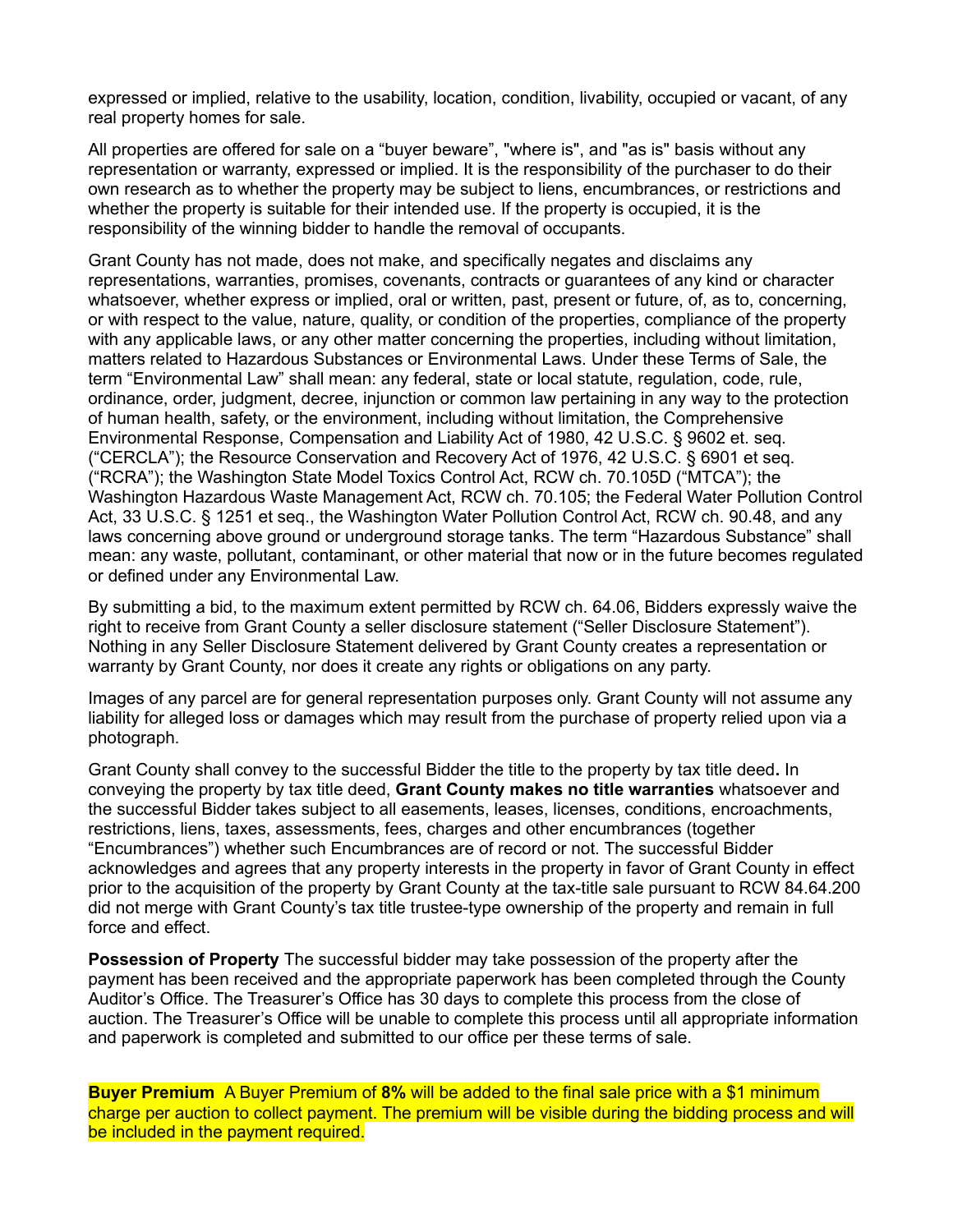expressed or implied, relative to the usability, location, condition, livability, occupied or vacant, of any real property homes for sale.

All properties are offered for sale on a “buyer beware”, "where is", and "as is" basis without any representation or warranty, expressed or implied. It is the responsibility of the purchaser to do their own research as to whether the property may be subject to liens, encumbrances, or restrictions and whether the property is suitable for their intended use. If the property is occupied, it is the responsibility of the winning bidder to handle the removal of occupants.

Grant County has not made, does not make, and specifically negates and disclaims any representations, warranties, promises, covenants, contracts or guarantees of any kind or character whatsoever, whether express or implied, oral or written, past, present or future, of, as to, concerning, or with respect to the value, nature, quality, or condition of the properties, compliance of the property with any applicable laws, or any other matter concerning the properties, including without limitation, matters related to Hazardous Substances or Environmental Laws. Under these Terms of Sale, the term “Environmental Law” shall mean: any federal, state or local statute, regulation, code, rule, ordinance, order, judgment, decree, injunction or common law pertaining in any way to the protection of human health, safety, or the environment, including without limitation, the Comprehensive Environmental Response, Compensation and Liability Act of 1980, 42 U.S.C. § 9602 et. seq. (“CERCLA”); the Resource Conservation and Recovery Act of 1976, 42 U.S.C. § 6901 et seq. (“RCRA”); the Washington State Model Toxics Control Act, RCW ch. 70.105D (“MTCA”); the Washington Hazardous Waste Management Act, RCW ch. 70.105; the Federal Water Pollution Control Act, 33 U.S.C. § 1251 et seq., the Washington Water Pollution Control Act, RCW ch. 90.48, and any laws concerning above ground or underground storage tanks. The term “Hazardous Substance” shall mean: any waste, pollutant, contaminant, or other material that now or in the future becomes regulated or defined under any Environmental Law.

By submitting a bid, to the maximum extent permitted by RCW ch. 64.06, Bidders expressly waive the right to receive from Grant County a seller disclosure statement (“Seller Disclosure Statement”). Nothing in any Seller Disclosure Statement delivered by Grant County creates a representation or warranty by Grant County, nor does it create any rights or obligations on any party.

Images of any parcel are for general representation purposes only. Grant County will not assume any liability for alleged loss or damages which may result from the purchase of property relied upon via a photograph.

Grant County shall convey to the successful Bidder the title to the property by tax title deed**.** In conveying the property by tax title deed, **Grant County makes no title warranties** whatsoever and the successful Bidder takes subject to all easements, leases, licenses, conditions, encroachments, restrictions, liens, taxes, assessments, fees, charges and other encumbrances (together “Encumbrances”) whether such Encumbrances are of record or not. The successful Bidder acknowledges and agrees that any property interests in the property in favor of Grant County in effect prior to the acquisition of the property by Grant County at the tax-title sale pursuant to RCW 84.64.200 did not merge with Grant County’s tax title trustee-type ownership of the property and remain in full force and effect.

**Possession of Property** The successful bidder may take possession of the property after the payment has been received and the appropriate paperwork has been completed through the County Auditor’s Office. The Treasurer’s Office has 30 days to complete this process from the close of auction. The Treasurer’s Office will be unable to complete this process until all appropriate information and paperwork is completed and submitted to our office per these terms of sale.

**Buyer Premium** A Buyer Premium of **8%** will be added to the final sale price with a $1 minimum charge per auction to collect payment. The premium will be visible during the bidding process and will be included in the payment required.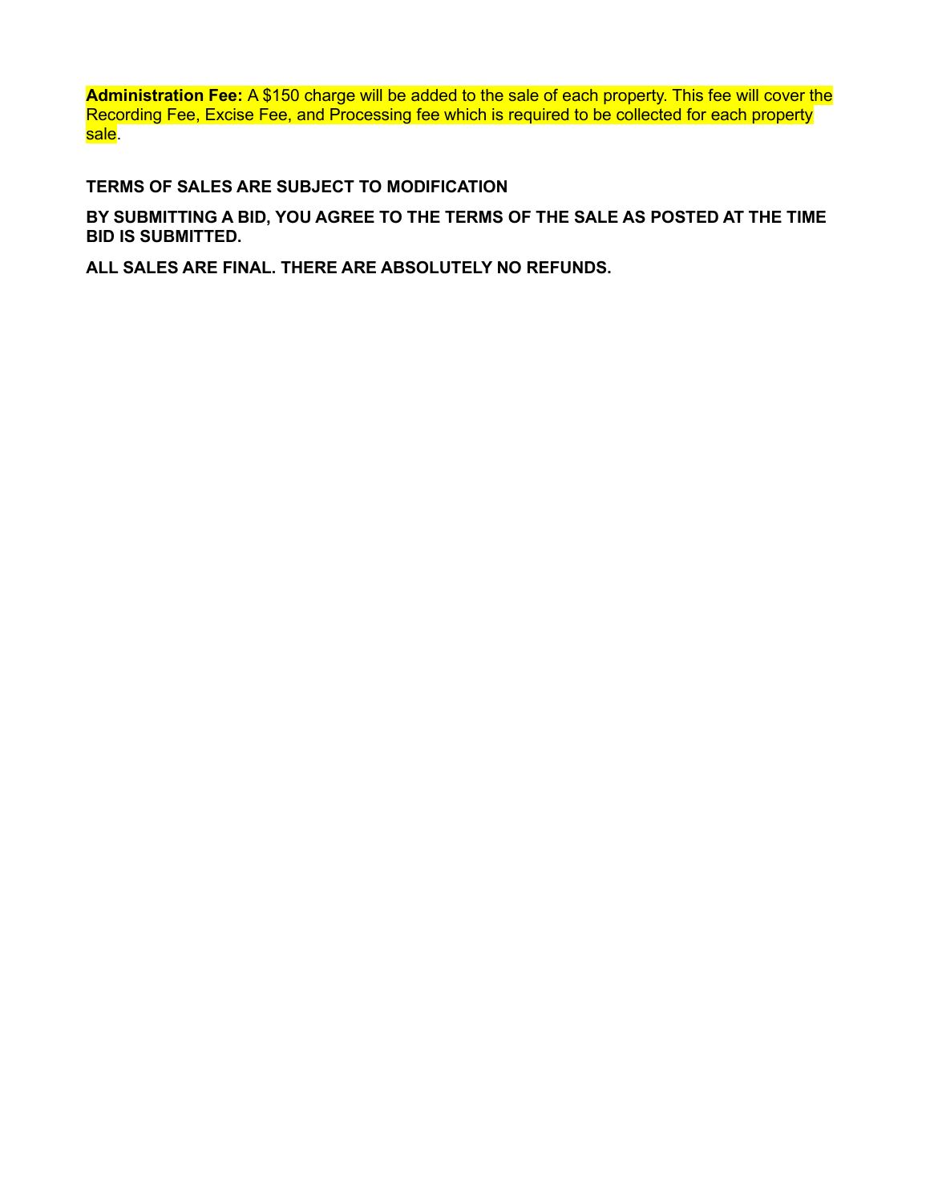**Administration Fee:** A $150 charge will be added to the sale of each property. This fee will cover the Recording Fee, Excise Fee, and Processing fee which is required to be collected for each property sale.

**TERMS OF SALES ARE SUBJECT TO MODIFICATION**

**BY SUBMITTING A BID, YOU AGREE TO THE TERMS OF THE SALE AS POSTED AT THE TIME BID IS SUBMITTED.**

**ALL SALES ARE FINAL. THERE ARE ABSOLUTELY NO REFUNDS.**